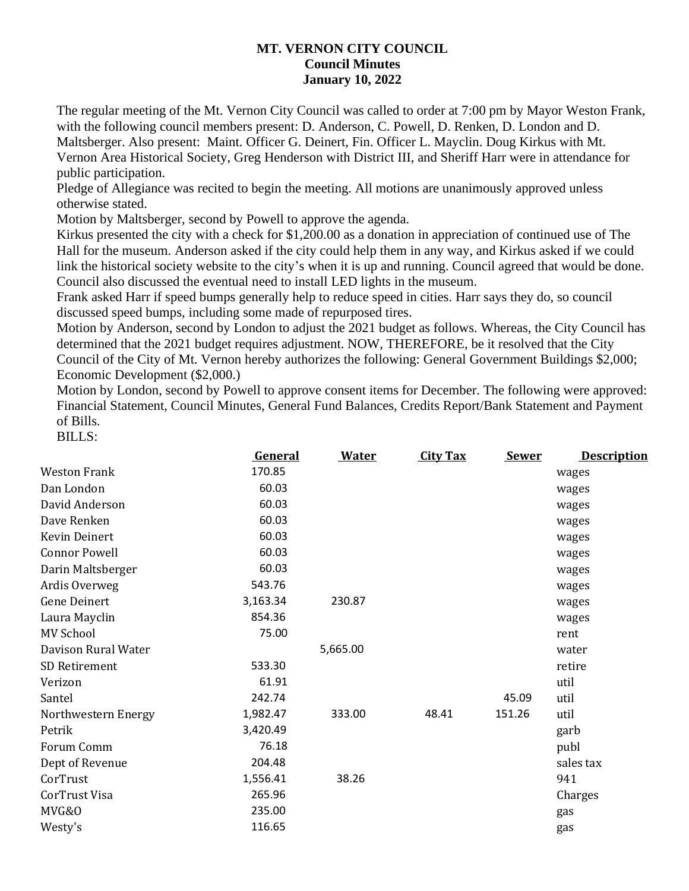# MT. VERNON CITY COUNCIL
## Council Minutes
## January 10, 2022

The regular meeting of the Mt. Vernon City Council was called to order at 7:00 pm by Mayor Weston Frank, with the following council members present: D. Anderson, C. Powell, D. Renken, D. London and D. Maltsberger. Also present: Maint. Officer G. Deinert, Fin. Officer L. Mayclin. Doug Kirkus with Mt. Vernon Area Historical Society, Greg Henderson with District III, and Sheriff Harr were in attendance for public participation.

Pledge of Allegiance was recited to begin the meeting. All motions are unanimously approved unless otherwise stated.

Motion by Maltsberger, second by Powell to approve the agenda.

Kirkus presented the city with a check for $1,200.00 as a donation in appreciation of continued use of The Hall for the museum. Anderson asked if the city could help them in any way, and Kirkus asked if we could link the historical society website to the city's when it is up and running. Council agreed that would be done. Council also discussed the eventual need to install LED lights in the museum.

Frank asked Harr if speed bumps generally help to reduce speed in cities. Harr says they do, so council discussed speed bumps, including some made of repurposed tires.

Motion by Anderson, second by London to adjust the 2021 budget as follows. Whereas, the City Council has determined that the 2021 budget requires adjustment. NOW, THEREFORE, be it resolved that the City Council of the City of Mt. Vernon hereby authorizes the following: General Government Buildings $2,000; Economic Development ($2,000.)

Motion by London, second by Powell to approve consent items for December. The following were approved: Financial Statement, Council Minutes, General Fund Balances, Credits Report/Bank Statement and Payment of Bills.

BILLS:

| | General | Water | City Tax | Sewer | Description |
|---|---|---|---|---|---|
| Weston Frank | 170.85 | | | | wages |
| Dan London | 60.03 | | | | wages |
| David Anderson | 60.03 | | | | wages |
| Dave Renken | 60.03 | | | | wages |
| Kevin Deinert | 60.03 | | | | wages |
| Connor Powell | 60.03 | | | | wages |
| Darin Maltsberger | 60.03 | | | | wages |
| Ardis Overweg | 543.76 | | | | wages |
| Gene Deinert | 3,163.34 | 230.87 | | | wages |
| Laura Mayclin | 854.36 | | | | wages |
| MV School | 75.00 | | | | rent |
| Davison Rural Water | | 5,665.00 | | | water |
| SD Retirement | 533.30 | | | | retire |
| Verizon | 61.91 | | | | util |
| Santel | 242.74 | | | 45.09 | util |
| Northwestern Energy | 1,982.47 | 333.00 | 48.41 | 151.26 | util |
| Petrik | 3,420.49 | | | | garb |
| Forum Comm | 76.18 | | | | publ |
| Dept of Revenue | 204.48 | | | | sales tax |
| CorTrust | 1,556.41 | 38.26 | | | 941 |
| CorTrust Visa | 265.96 | | | | Charges |
| MVG&O | 235.00 | | | | gas |
| Westy's | 116.65 | | | | gas |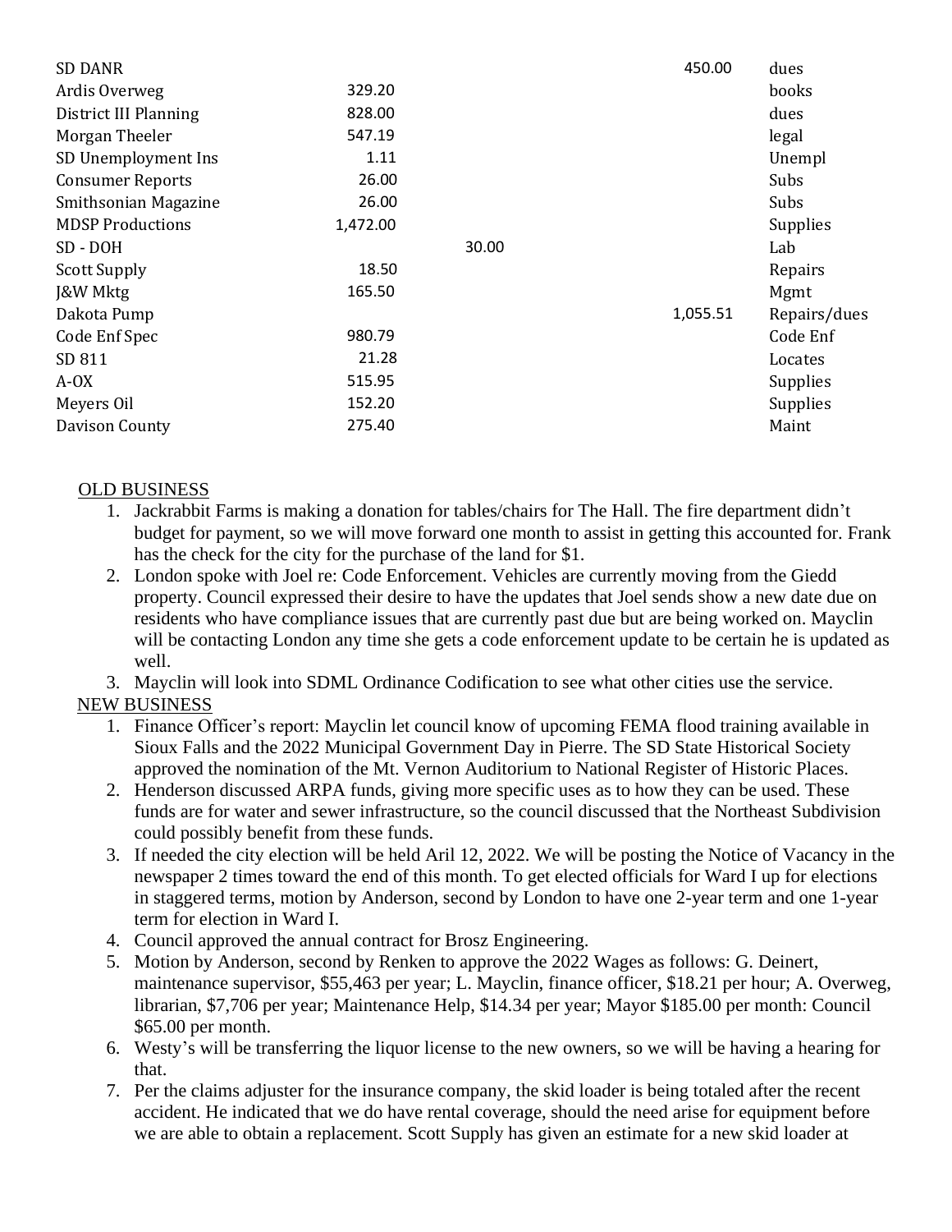| | | | | |
|---|---|---|---|---|
| SD DANR | | | 450.00 | dues |
| Ardis Overweg | 329.20 | | | books |
| District III Planning | 828.00 | | | dues |
| Morgan Theeler | 547.19 | | | legal |
| SD Unemployment Ins | 1.11 | | | Unempl |
| Consumer Reports | 26.00 | | | Subs |
| Smithsonian Magazine | 26.00 | | | Subs |
| MDSP Productions | 1,472.00 | | | Supplies |
| SD - DOH | | 30.00 | | Lab |
| Scott Supply | 18.50 | | | Repairs |
| J&W Mktg | 165.50 | | | Mgmt |
| Dakota Pump | | | 1,055.51 | Repairs/dues |
| Code Enf Spec | 980.79 | | | Code Enf |
| SD 811 | 21.28 | | | Locates |
| A-OX | 515.95 | | | Supplies |
| Meyers Oil | 152.20 | | | Supplies |
| Davison County | 275.40 | | | Maint |

OLD BUSINESS

1. Jackrabbit Farms is making a donation for tables/chairs for The Hall. The fire department didn't budget for payment, so we will move forward one month to assist in getting this accounted for. Frank has the check for the city for the purchase of the land for $1.
2. London spoke with Joel re: Code Enforcement. Vehicles are currently moving from the Giedd property. Council expressed their desire to have the updates that Joel sends show a new date due on residents who have compliance issues that are currently past due but are being worked on. Mayclin will be contacting London any time she gets a code enforcement update to be certain he is updated as well.
3. Mayclin will look into SDML Ordinance Codification to see what other cities use the service.

NEW BUSINESS

1. Finance Officer's report: Mayclin let council know of upcoming FEMA flood training available in Sioux Falls and the 2022 Municipal Government Day in Pierre. The SD State Historical Society approved the nomination of the Mt. Vernon Auditorium to National Register of Historic Places.
2. Henderson discussed ARPA funds, giving more specific uses as to how they can be used. These funds are for water and sewer infrastructure, so the council discussed that the Northeast Subdivision could possibly benefit from these funds.
3. If needed the city election will be held Aril 12, 2022. We will be posting the Notice of Vacancy in the newspaper 2 times toward the end of this month. To get elected officials for Ward I up for elections in staggered terms, motion by Anderson, second by London to have one 2-year term and one 1-year term for election in Ward I.
4. Council approved the annual contract for Brosz Engineering.
5. Motion by Anderson, second by Renken to approve the 2022 Wages as follows: G. Deinert, maintenance supervisor, $55,463 per year; L. Mayclin, finance officer, $18.21 per hour; A. Overweg, librarian, $7,706 per year; Maintenance Help, $14.34 per year; Mayor $185.00 per month: Council $65.00 per month.
6. Westy's will be transferring the liquor license to the new owners, so we will be having a hearing for that.
7. Per the claims adjuster for the insurance company, the skid loader is being totaled after the recent accident. He indicated that we do have rental coverage, should the need arise for equipment before we are able to obtain a replacement. Scott Supply has given an estimate for a new skid loader at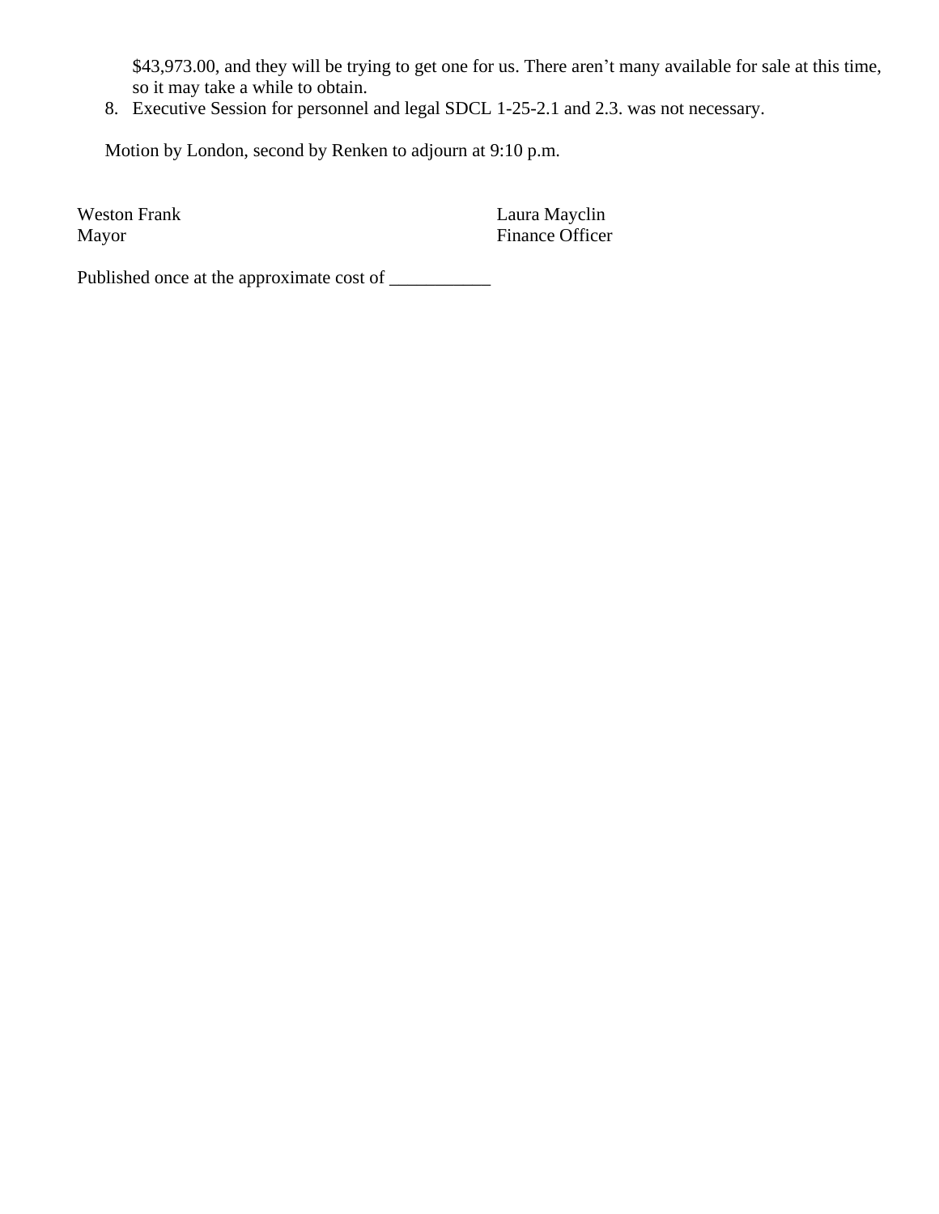$43,973.00, and they will be trying to get one for us. There aren’t many available for sale at this time, so it may take a while to obtain.

8. Executive Session for personnel and legal SDCL 1-25-2.1 and 2.3. was not necessary.

Motion by London, second by Renken to adjourn at 9:10 p.m.

| | |
|---|---|
| Weston Frank | Laura Mayclin |
| Mayor | Finance Officer |

Published once at the approximate cost of ___________